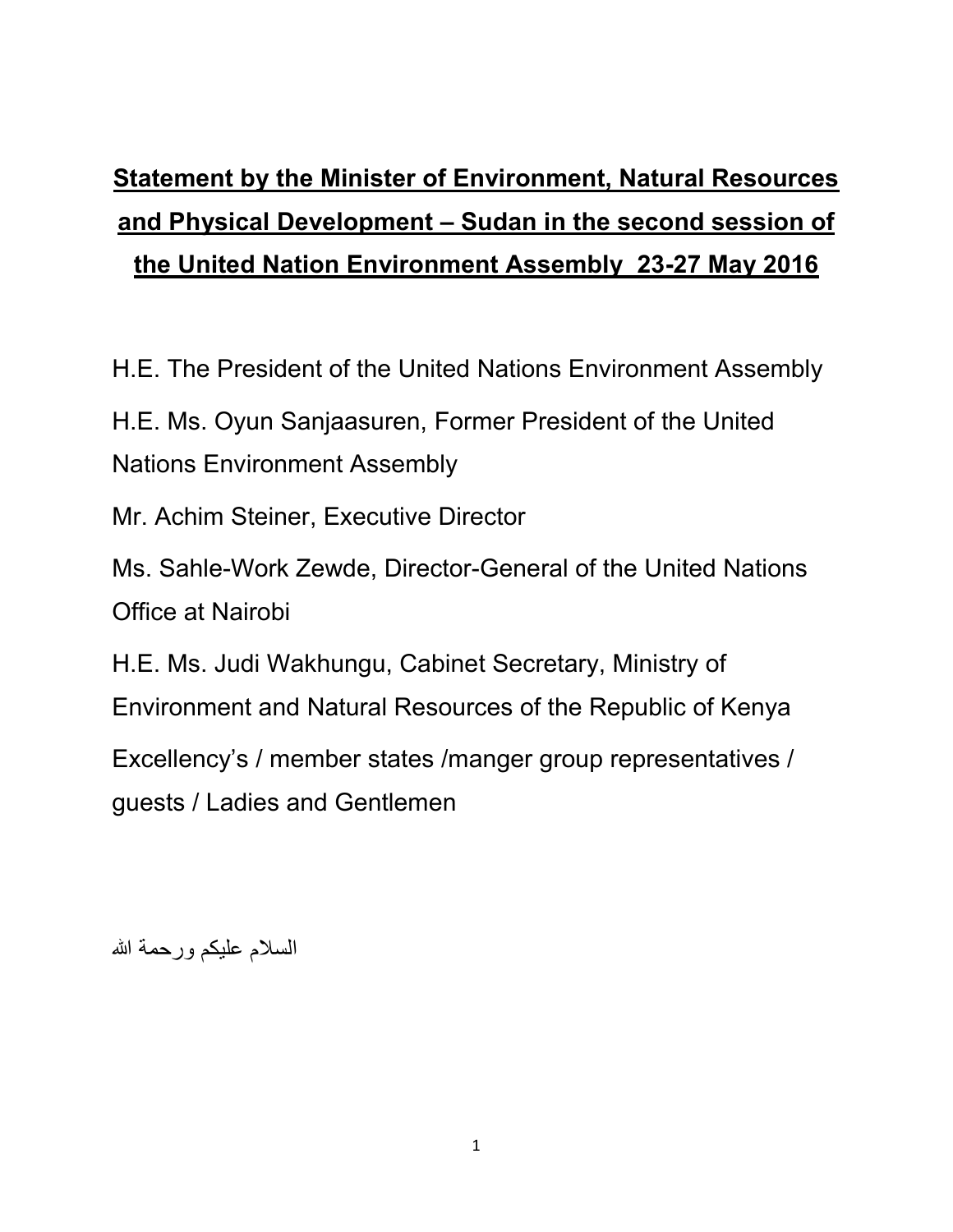# **Statement by the Minister of Environment, Natural Resources and Physical Development – Sudan in the second session of the United Nation Environment Assembly 23-27 May 2016**

H.E. The President of the United Nations Environment Assembly

H.E. Ms. Oyun Sanjaasuren, Former President of the United Nations Environment Assembly

Mr. Achim Steiner, Executive Director

Ms. Sahle-Work Zewde, Director-General of the United Nations Office at Nairobi

H.E. Ms. Judi Wakhungu, Cabinet Secretary, Ministry of Environment and Natural Resources of the Republic of Kenya

Excellency's / member states /manger group representatives / guests / Ladies and Gentlemen

السلام عليكم ورحمة الله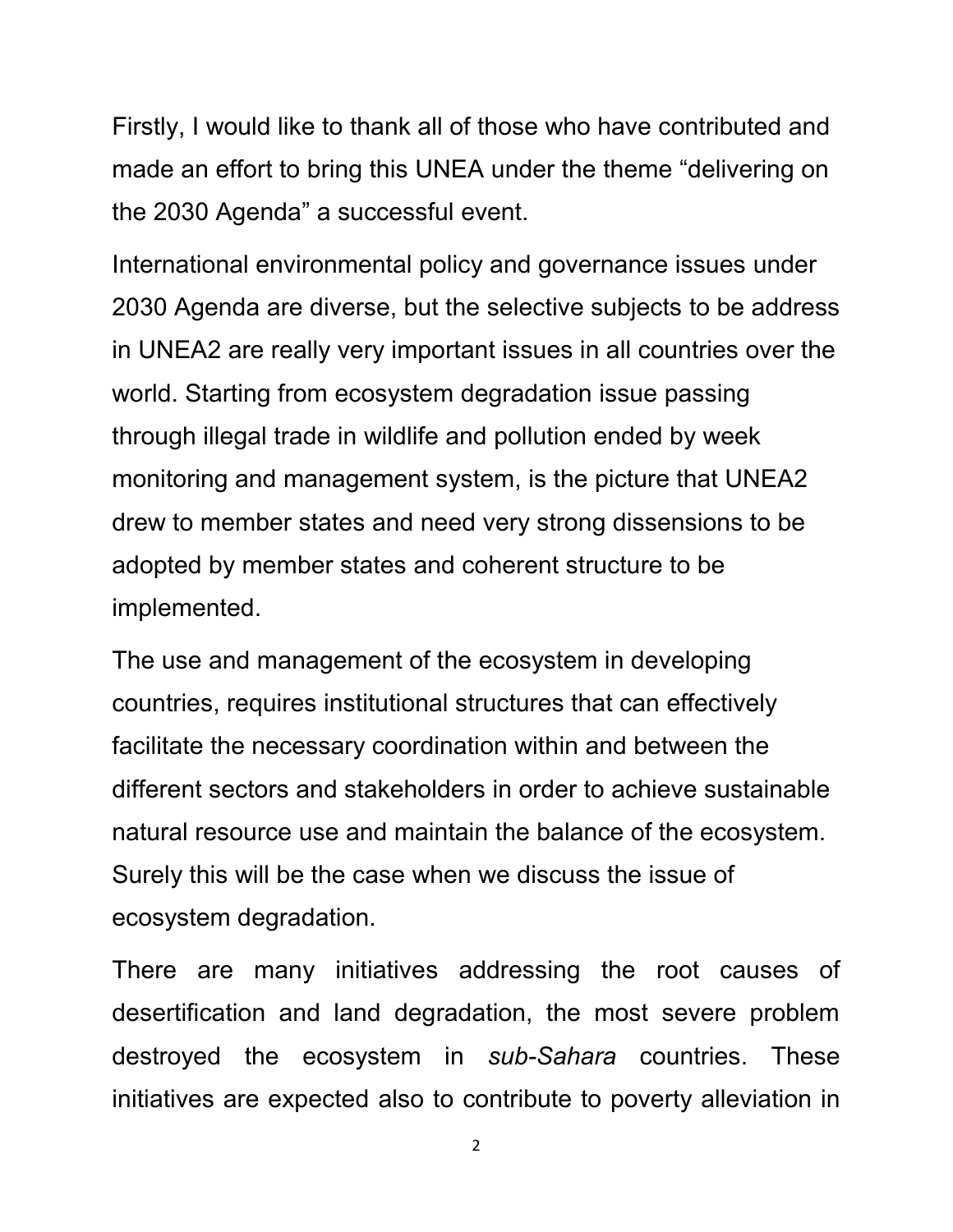Firstly, I would like to thank all of those who have contributed and made an effort to bring this UNEA under the theme “delivering on the 2030 Agenda” a successful event.

International environmental policy and governance issues under 2030 Agenda are diverse, but the selective subjects to be address in UNEA2 are really very important issues in all countries over the world. Starting from ecosystem degradation issue passing through illegal trade in wildlife and pollution ended by week monitoring and management system, is the picture that UNEA2 drew to member states and need very strong dissensions to be adopted by member states and coherent structure to be implemented.

The use and management of the ecosystem in developing countries, requires institutional structures that can effectively facilitate the necessary coordination within and between the different sectors and stakeholders in order to achieve sustainable natural resource use and maintain the balance of the ecosystem. Surely this will be the case when we discuss the issue of ecosystem degradation.

There are many initiatives addressing the root causes of desertification and land degradation, the most severe problem destroyed the ecosystem in *sub-Sahara* countries. These initiatives are expected also to contribute to poverty alleviation in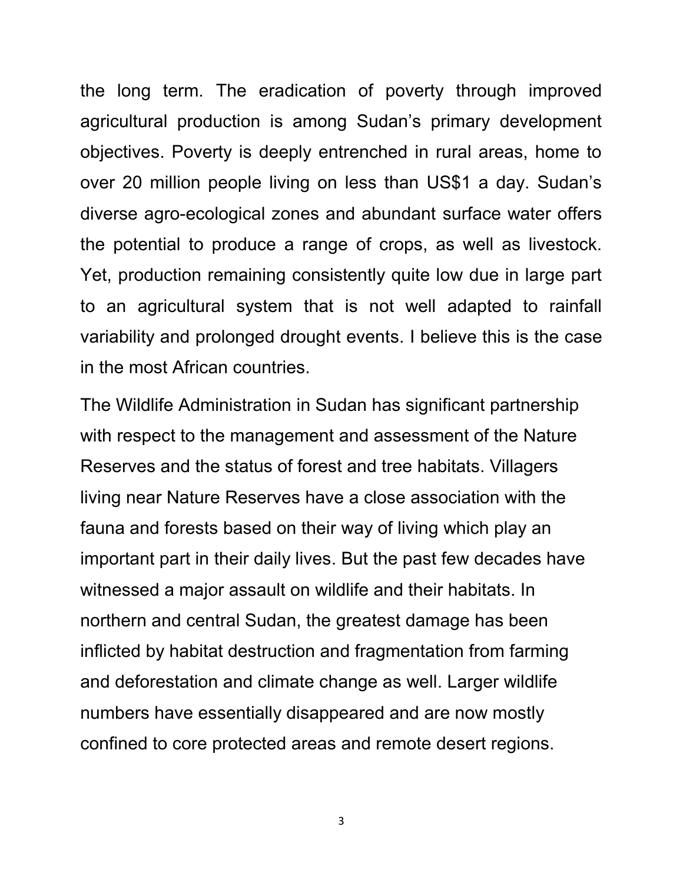the long term. The eradication of poverty through improved agricultural production is among Sudan's primary development objectives. Poverty is deeply entrenched in rural areas, home to over 20 million people living on less than US$1 a day. Sudan's diverse agro-ecological zones and abundant surface water offers the potential to produce a range of crops, as well as livestock. Yet, production remaining consistently quite low due in large part to an agricultural system that is not well adapted to rainfall variability and prolonged drought events. I believe this is the case in the most African countries.

The Wildlife Administration in Sudan has significant partnership with respect to the management and assessment of the Nature Reserves and the status of forest and tree habitats. Villagers living near Nature Reserves have a close association with the fauna and forests based on their way of living which play an important part in their daily lives. But the past few decades have witnessed a major assault on wildlife and their habitats. In northern and central Sudan, the greatest damage has been inflicted by habitat destruction and fragmentation from farming and deforestation and climate change as well. Larger wildlife numbers have essentially disappeared and are now mostly confined to core protected areas and remote desert regions.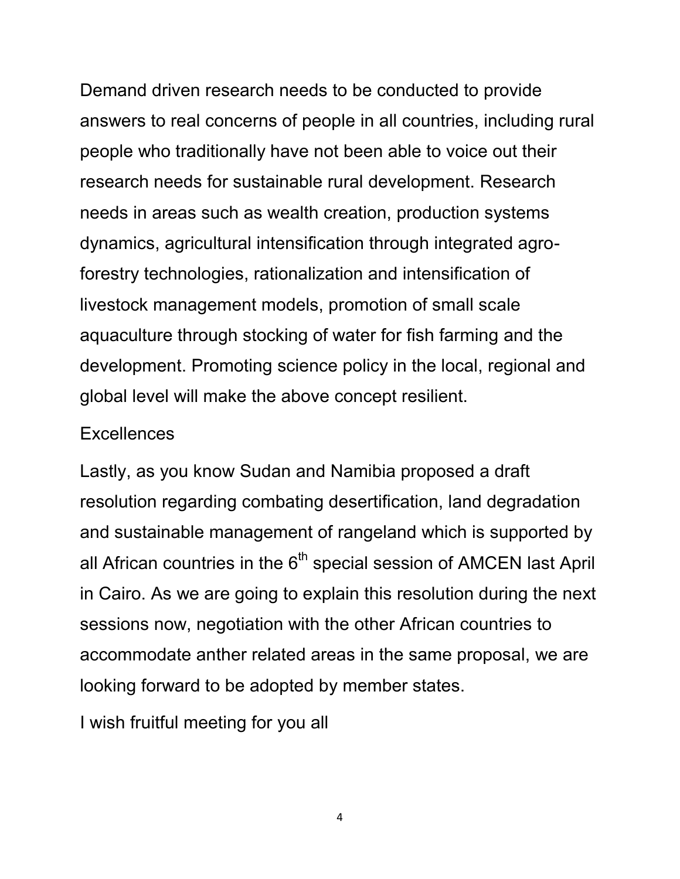Demand driven research needs to be conducted to provide answers to real concerns of people in all countries, including rural people who traditionally have not been able to voice out their research needs for sustainable rural development. Research needs in areas such as wealth creation, production systems dynamics, agricultural intensification through integrated agro-forestry technologies, rationalization and intensification of livestock management models, promotion of small scale aquaculture through stocking of water for fish farming and the development. Promoting science policy in the local, regional and global level will make the above concept resilient.

Excellences

Lastly, as you know Sudan and Namibia proposed a draft resolution regarding combating desertification, land degradation and sustainable management of rangeland which is supported by all African countries in the 6$^{th}$ special session of AMCEN last April in Cairo. As we are going to explain this resolution during the next sessions now, negotiation with the other African countries to accommodate anther related areas in the same proposal, we are looking forward to be adopted by member states.

I wish fruitful meeting for you all